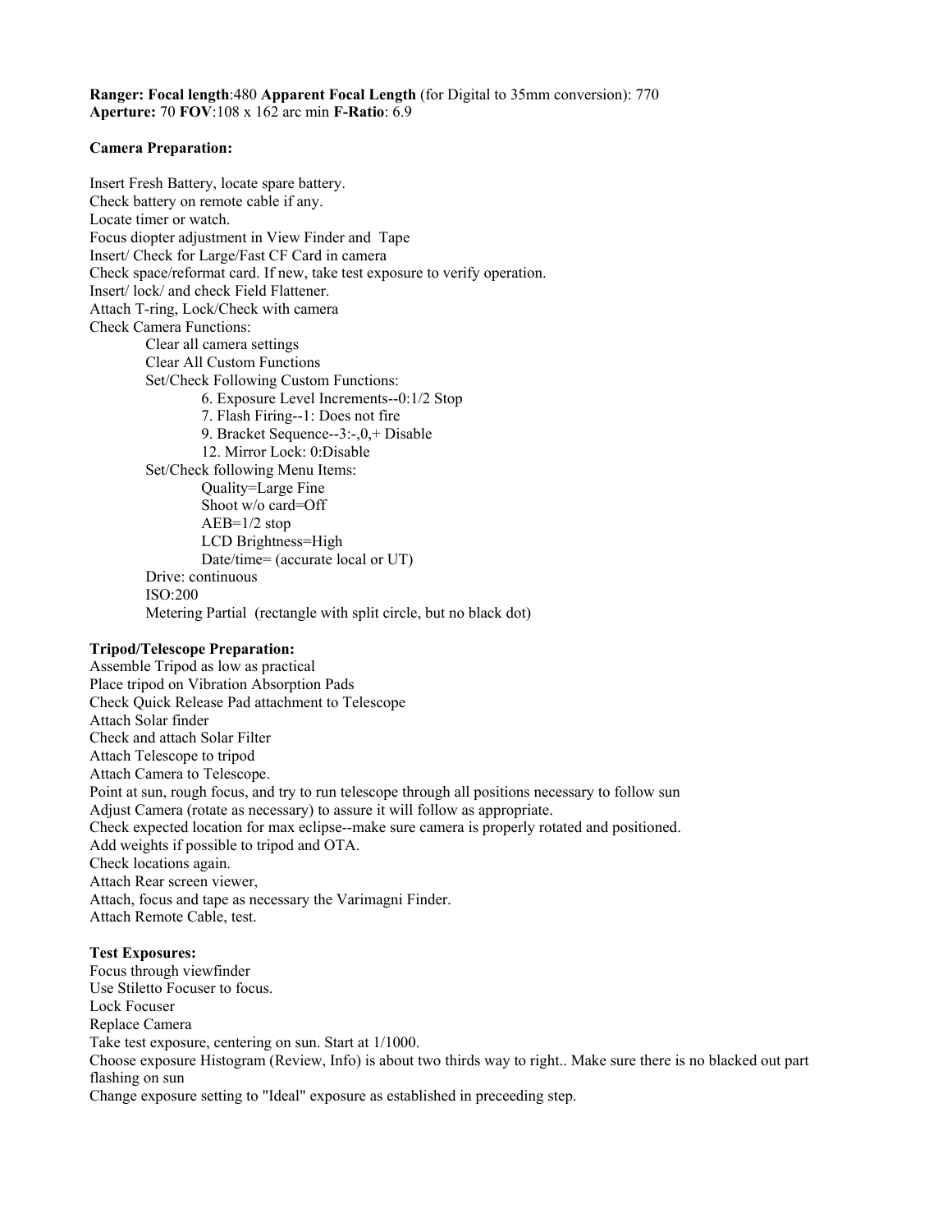**Ranger: Focal length**:480 **Apparent Focal Length** (for Digital to 35mm conversion): 770
**Aperture:** 70 **FOV**:108 x 162 arc min **F-Ratio**: 6.9

**Camera Preparation:**

Insert Fresh Battery, locate spare battery.
Check battery on remote cable if any.
Locate timer or watch.
Focus diopter adjustment in View Finder and Tape
Insert/ Check for Large/Fast CF Card in camera
Check space/reformat card. If new, take test exposure to verify operation.
Insert/ lock/ and check Field Flattener.
Attach T-ring, Lock/Check with camera
Check Camera Functions:

- Clear all camera settings
- Clear All Custom Functions
- Set/Check Following Custom Functions:
  - 6. Exposure Level Increments--0:1/2 Stop
  - 7. Flash Firing--1: Does not fire
  - 9. Bracket Sequence--3:-,0,+ Disable
  - 12. Mirror Lock: 0:Disable
- Set/Check following Menu Items:
  - Quality=Large Fine
  - Shoot w/o card=Off
  - AEB=1/2 stop
  - LCD Brightness=High
  - Date/time= (accurate local or UT)
- Drive: continuous
- ISO:200
- Metering Partial (rectangle with split circle, but no black dot)

**Tripod/Telescope Preparation:**

Assemble Tripod as low as practical
Place tripod on Vibration Absorption Pads
Check Quick Release Pad attachment to Telescope
Attach Solar finder
Check and attach Solar Filter
Attach Telescope to tripod
Attach Camera to Telescope.
Point at sun, rough focus, and try to run telescope through all positions necessary to follow sun
Adjust Camera (rotate as necessary) to assure it will follow as appropriate.
Check expected location for max eclipse--make sure camera is properly rotated and positioned.
Add weights if possible to tripod and OTA.
Check locations again.
Attach Rear screen viewer,
Attach, focus and tape as necessary the Varimagni Finder.
Attach Remote Cable, test.

**Test Exposures:**

Focus through viewfinder
Use Stiletto Focuser to focus.
Lock Focuser
Replace Camera
Take test exposure, centering on sun. Start at 1/1000.
Choose exposure Histogram (Review, Info) is about two thirds way to right.. Make sure there is no blacked out part flashing on sun
Change exposure setting to "Ideal" exposure as established in preceeding step.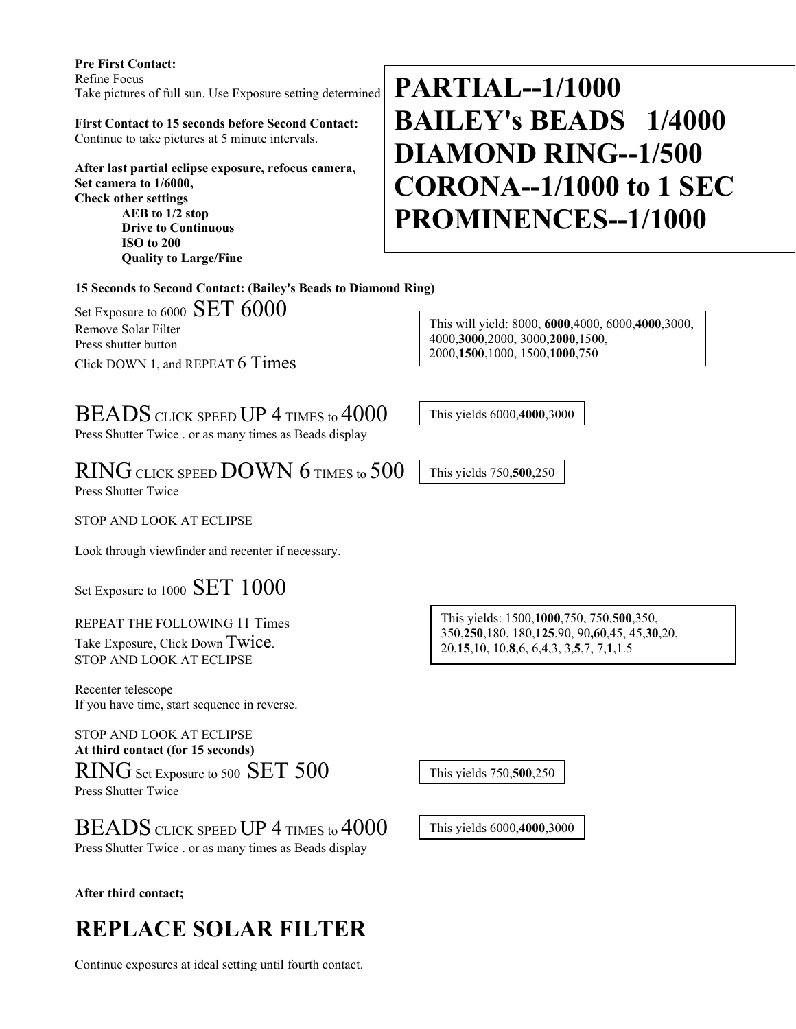**Pre First Contact:**
Refine Focus
Take pictures of full sun. Use Exposure setting determined

**First Contact to 15 seconds before Second Contact:**
Continue to take pictures at 5 minute intervals.

**After last partial eclipse exposure, refocus camera,**
**Set camera to 1/6000,**
**Check other settings**

- **AEB to 1/2 stop**
- **Drive to Continuous**
- **ISO to 200**
- **Quality to Large/Fine**

# PARTIAL--1/1000
# BAILEY's BEADS 1/4000
# DIAMOND RING--1/500
# CORONA--1/1000 to 1 SEC
# PROMINENCES--1/1000

**15 Seconds to Second Contact: (Bailey's Beads to Diamond Ring)**

Set Exposure to 6000 SET 6000
Remove Solar Filter
Press shutter button
Click DOWN 1, and REPEAT 6 Times

This will yield: 8000, **6000**,4000, 6000,**4000**,3000, 4000,**3000**,2000, 3000,**2000**,1500, 2000,**1500**,1000, 1500,**1000**,750

BEADS CLICK SPEED UP 4 TIMES to 4000
Press Shutter Twice . or as many times as Beads display

This yields 6000,**4000**,3000

RING CLICK SPEED DOWN 6 TIMES to 500
Press Shutter Twice

This yields 750,**500**,250

STOP AND LOOK AT ECLIPSE

Look through viewfinder and recenter if necessary.

Set Exposure to 1000 SET 1000

REPEAT THE FOLLOWING 11 Times
Take Exposure, Click Down Twice.
STOP AND LOOK AT ECLIPSE

This yields: 1500,**1000**,750, 750,**500**,350, 350,**250**,180, 180,**125**,90, 90,**60**,45, 45,**30**,20, 20,**15**,10, 10,**8**,6, 6,**4**,3, 3,**5**,7, 7,**1**,1.5

Recenter telescope
If you have time, start sequence in reverse.

STOP AND LOOK AT ECLIPSE
**At third contact (for 15 seconds)**
RING Set Exposure to 500 SET 500
Press Shutter Twice

This yields 750,**500**,250

BEADS CLICK SPEED UP 4 TIMES to 4000
Press Shutter Twice . or as many times as Beads display

This yields 6000,**4000**,3000

**After third contact;**

## REPLACE SOLAR FILTER

Continue exposures at ideal setting until fourth contact.